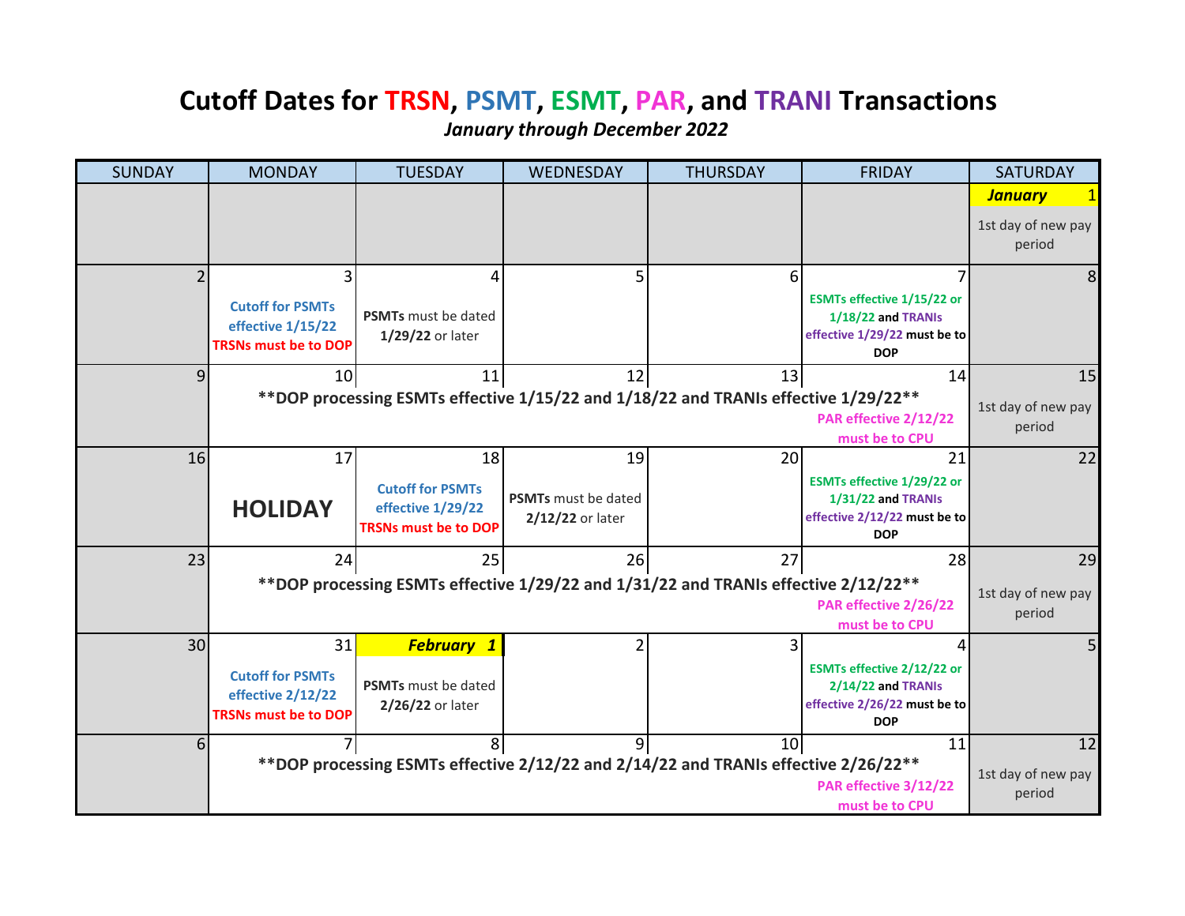# Cutoff Dates for TRSN, PSMT, ESMT, PAR, and TRANI Transactions

***January through December 2022***

| SUNDAY | MONDAY | TUESDAY | WEDNESDAY | THURSDAY | FRIDAY | SATURDAY |
|---|---|---|---|---|---|---|
| | | | | | | ***January*** 1<br>1st day of new pay period |
| 2 | 3<br>**Cutoff for PSMTs effective 1/15/22**<br>**TRSNs must be to DOP** | 4<br>**PSMTs** must be dated **1/29/22** or later | 5 | 6 | 7<br>**ESMTs effective 1/15/22 or 1/18/22 and TRANIs effective 1/29/22 must be to DOP** | 8 |
| 9 | 10<br>****DOP processing ESMTs effective 1/15/22 and 1/18/22 and TRANIs effective 1/29/22**** | 11 | 12 | 13 | 14<br>**PAR effective 2/12/22 must be to CPU** | 15<br>1st day of new pay period |
| 16 | 17<br>**HOLIDAY** | 18<br>**Cutoff for PSMTs effective 1/29/22**<br>**TRSNs must be to DOP** | 19<br>**PSMTs** must be dated **2/12/22** or later | 20 | 21<br>**ESMTs effective 1/29/22 or 1/31/22 and TRANIs effective 2/12/22 must be to DOP** | 22 |
| 23 | 24<br>****DOP processing ESMTs effective 1/29/22 and 1/31/22 and TRANIs effective 2/12/22**** | 25 | 26 | 27 | 28<br>**PAR effective 2/26/22 must be to CPU** | 29<br>1st day of new pay period |
| 30 | 31<br>**Cutoff for PSMTs effective 2/12/22**<br>**TRSNs must be to DOP** | ***February 1***<br>**PSMTs** must be dated **2/26/22** or later | 2 | 3 | 4<br>**ESMTs effective 2/12/22 or 2/14/22 and TRANIs effective 2/26/22 must be to DOP** | 5 |
| 6 | 7<br>****DOP processing ESMTs effective 2/12/22 and 2/14/22 and TRANIs effective 2/26/22**** | 8 | 9 | 10 | 11<br>**PAR effective 3/12/22 must be to CPU** | 12<br>1st day of new pay period |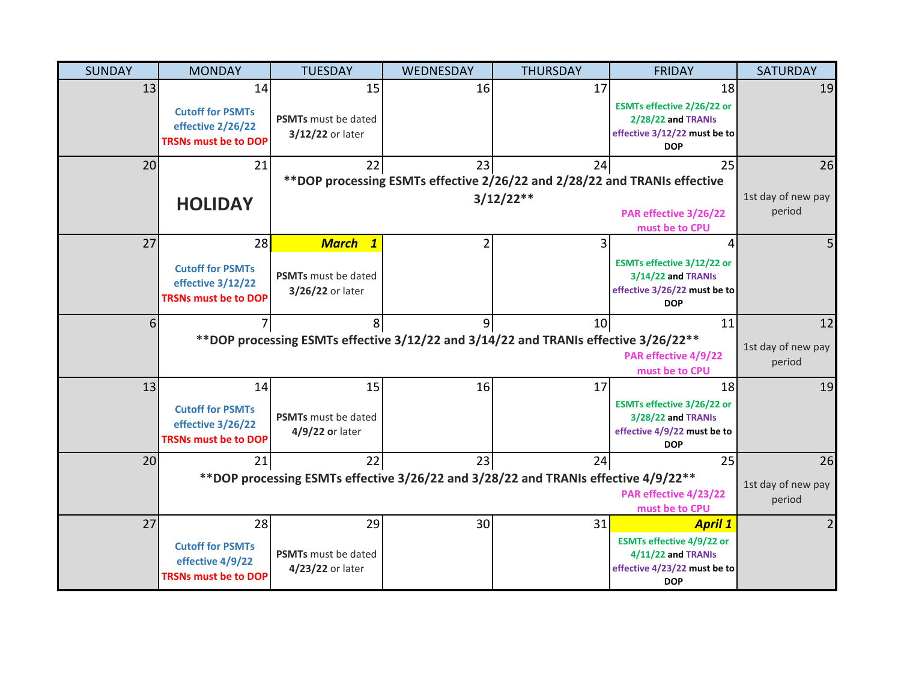| SUNDAY | MONDAY | TUESDAY | WEDNESDAY | THURSDAY | FRIDAY | SATURDAY |
|---|---|---|---|---|---|---|
| 13 | 14<br>Cutoff for PSMTs effective 2/26/22<br>TRSNs must be to DOP | 15<br>**PSMTs** must be dated **3/12/22** or later | 16 | 17 | 18<br>**ESMTs effective 2/26/22 or 2/28/22 and TRANIs effective 3/12/22 must be to DOP** | 19 |
| 20 | 21<br>**HOLIDAY** | 22<br>**\*\*DOP processing ESMTs effective 2/26/22 and 2/28/22 and TRANIs effective 3/12/22\*\*** | 23 | 24 | 25<br>**PAR effective 3/26/22 must be to CPU** | 26<br>1st day of new pay period |
| 27 | 28<br>Cutoff for PSMTs effective 3/12/22<br>TRSNs must be to DOP | ***March 1***<br>**PSMTs** must be dated **3/26/22** or later | 2 | 3 | 4<br>**ESMTs effective 3/12/22 or 3/14/22 and TRANIs effective 3/26/22 must be to DOP** | 5 |
| 6 | 7<br>**\*\*DOP processing ESMTs effective 3/12/22 and 3/14/22 and TRANIs effective 3/26/22\*\*** | 8 | 9 | 10 | 11<br>**PAR effective 4/9/22 must be to CPU** | 12<br>1st day of new pay period |
| 13 | 14<br>Cutoff for PSMTs effective 3/26/22<br>TRSNs must be to DOP | 15<br>**PSMTs** must be dated **4/9/22 or** later | 16 | 17 | 18<br>**ESMTs effective 3/26/22 or 3/28/22 and TRANIs effective 4/9/22 must be to DOP** | 19 |
| 20 | 21<br>**\*\*DOP processing ESMTs effective 3/26/22 and 3/28/22 and TRANIs effective 4/9/22\*\*** | 22 | 23 | 24 | 25<br>**PAR effective 4/23/22 must be to CPU** | 26<br>1st day of new pay period |
| 27 | 28<br>Cutoff for PSMTs effective 4/9/22<br>TRSNs must be to DOP | 29<br>**PSMTs** must be dated **4/23/22** or later | 30 | 31 | ***April 1***<br>**ESMTs effective 4/9/22 or 4/11/22 and TRANIs effective 4/23/22 must be to DOP** | 2 |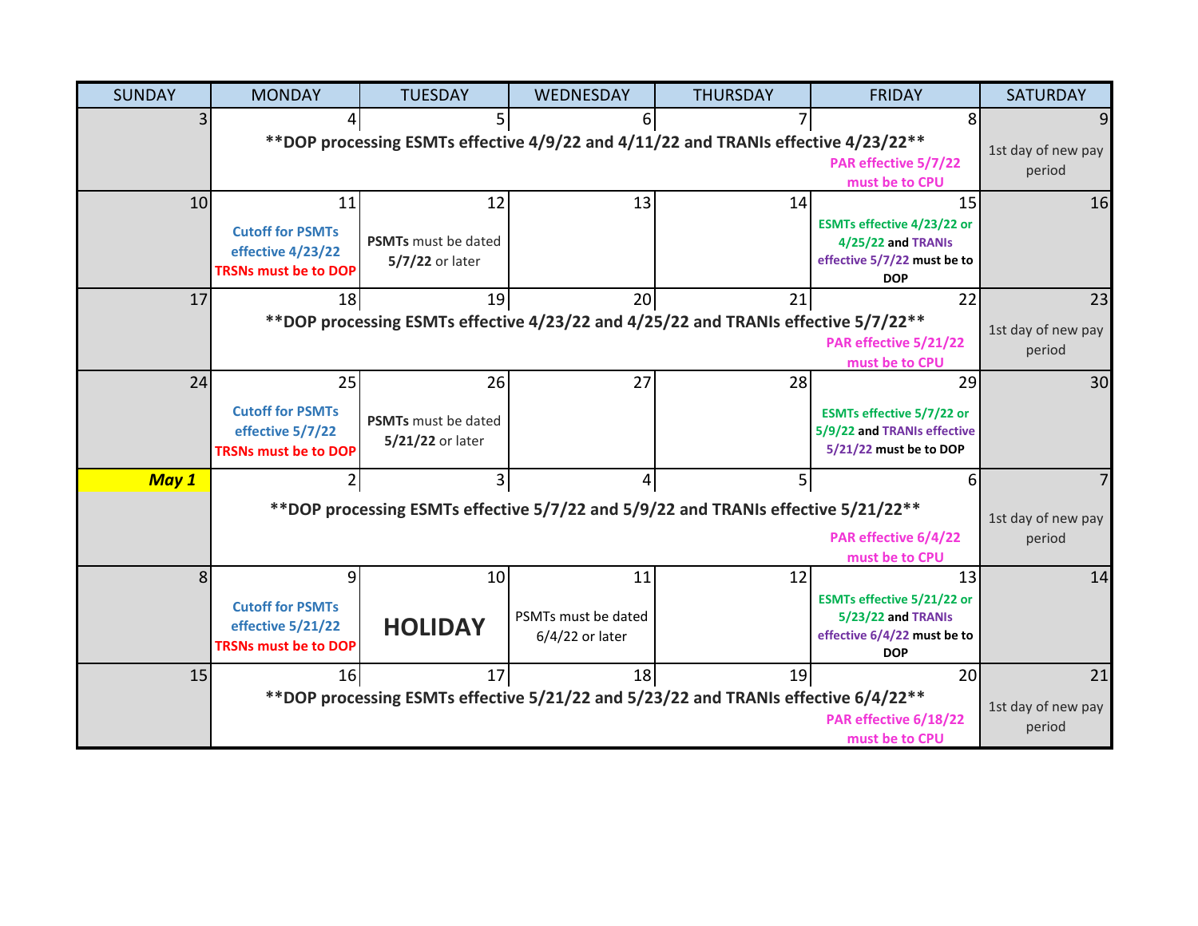| SUNDAY | MONDAY | TUESDAY | WEDNESDAY | THURSDAY | FRIDAY | SATURDAY |
|---|---|---|---|---|---|---|
| 3 | 4 | 5 | 6 | 7 | 8 PAR effective 5/7/22 must be to CPU | 9 1st day of new pay period |
| | **DOP processing ESMTs effective 4/9/22 and 4/11/22 and TRANIs effective 4/23/22** | | | | | |
| 10 | 11 Cutoff for PSMTs effective 4/23/22 TRSNs must be to DOP | 12 **PSMTs** must be dated **5/7/22** or later | 13 | 14 | 15 ESMTs effective 4/23/22 or 4/25/22 and TRANIs effective 5/7/22 must be to DOP | 16 |
| 17 | 18 | 19 | 20 | 21 | 22 PAR effective 5/21/22 must be to CPU | 23 1st day of new pay period |
| | **DOP processing ESMTs effective 4/23/22 and 4/25/22 and TRANIs effective 5/7/22** | | | | | |
| 24 | 25 Cutoff for PSMTs effective 5/7/22 TRSNs must be to DOP | 26 **PSMTs** must be dated **5/21/22** or later | 27 | 28 | 29 ESMTs effective 5/7/22 or 5/9/22 and TRANIs effective 5/21/22 must be to DOP | 30 |
| ***May 1*** | 2 | 3 | 4 | 5 | 6 PAR effective 6/4/22 must be to CPU | 7 1st day of new pay period |
| | **DOP processing ESMTs effective 5/7/22 and 5/9/22 and TRANIs effective 5/21/22** | | | | | |
| 8 | 9 Cutoff for PSMTs effective 5/21/22 TRSNs must be to DOP | 10 **HOLIDAY** | 11 PSMTs must be dated 6/4/22 or later | 12 | 13 ESMTs effective 5/21/22 or 5/23/22 and TRANIs effective 6/4/22 must be to DOP | 14 |
| 15 | 16 | 17 | 18 | 19 | 20 PAR effective 6/18/22 must be to CPU | 21 1st day of new pay period |
| | **DOP processing ESMTs effective 5/21/22 and 5/23/22 and TRANIs effective 6/4/22** | | | | | |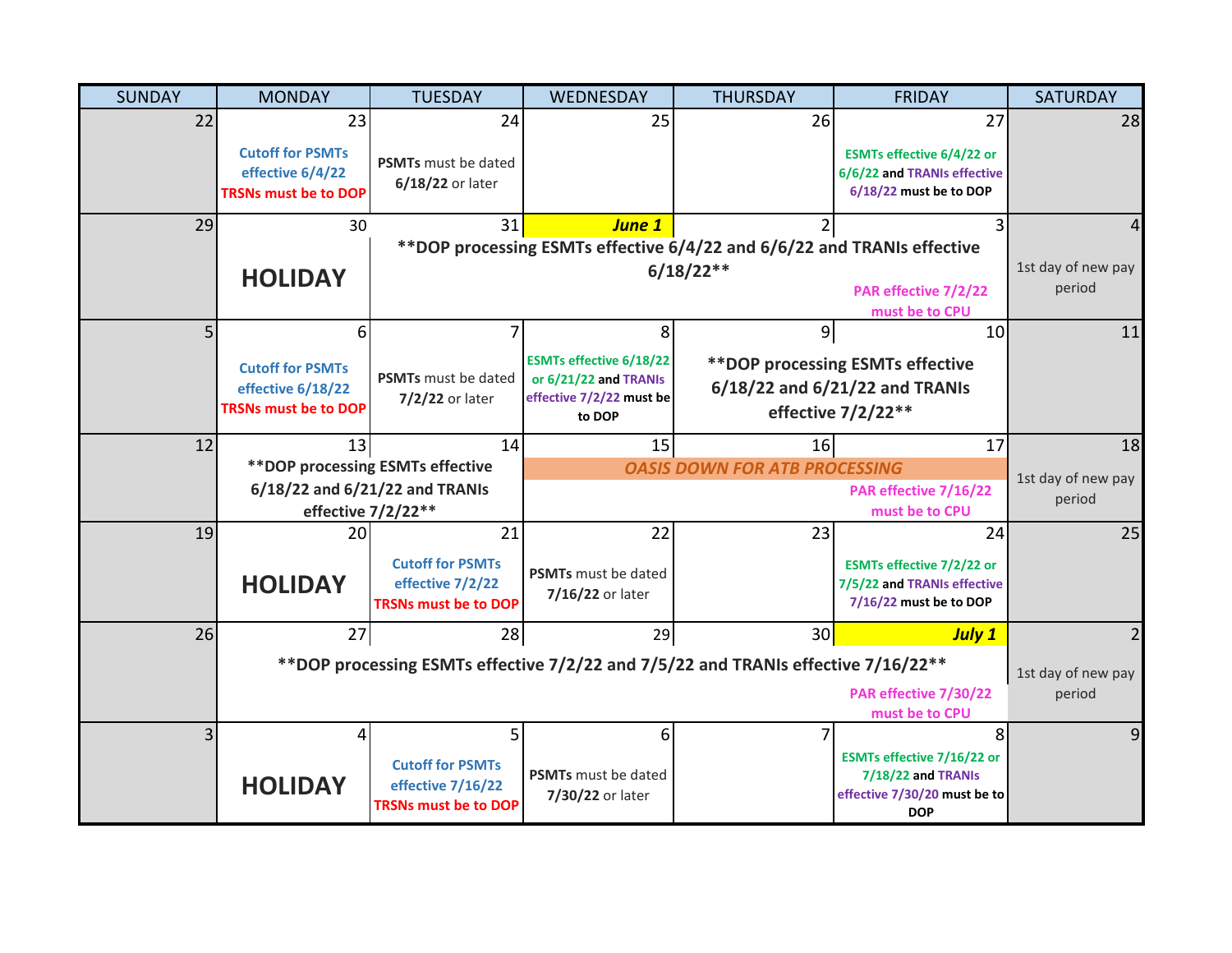| SUNDAY | MONDAY | TUESDAY | WEDNESDAY | THURSDAY | FRIDAY | SATURDAY |
| --- | --- | --- | --- | --- | --- | --- |
| 22 | 23<br>**Cutoff for PSMTs effective 6/4/22**<br>**TRSNs must be to DOP** | 24<br>**PSMTs** must be dated **6/18/22** or later | 25 | 26 | 27<br>**ESMTs effective 6/4/22 or 6/6/22 and TRANIs effective 6/18/22 must be to DOP** | 28 |
| 29 | 30<br>**HOLIDAY** | 31<br>**\*\*DOP processing ESMTs effective 6/4/22 and 6/6/22 and TRANIs effective 6/18/22\*\*** | ***June 1*** | 2 | 3<br>**PAR effective 7/2/22 must be to CPU** | 4<br>1st day of new pay period |
| 5 | 6<br>**Cutoff for PSMTs effective 6/18/22**<br>**TRSNs must be to DOP** | 7<br>**PSMTs** must be dated **7/2/22** or later | 8<br>**ESMTs effective 6/18/22 or 6/21/22 and TRANIs effective 7/2/22 must be to DOP** | 9<br>**\*\*DOP processing ESMTs effective 6/18/22 and 6/21/22 and TRANIs effective 7/2/22\*\*** | 10 | 11 |
| 12 | 13<br>**\*\*DOP processing ESMTs effective 6/18/22 and 6/21/22 and TRANIs effective 7/2/22\*\*** | 14 | 15<br>***OASIS DOWN FOR ATB PROCESSING*** | 16 | 17<br>**PAR effective 7/16/22 must be to CPU** | 18<br>1st day of new pay period |
| 19 | 20<br>**HOLIDAY** | 21<br>**Cutoff for PSMTs effective 7/2/22**<br>**TRSNs must be to DOP** | 22<br>**PSMTs** must be dated **7/16/22** or later | 23 | 24<br>**ESMTs effective 7/2/22 or 7/5/22 and TRANIs effective 7/16/22 must be to DOP** | 25 |
| 26 | 27<br>**\*\*DOP processing ESMTs effective 7/2/22 and 7/5/22 and TRANIs effective 7/16/22\*\*** | 28 | 29 | 30 | ***July 1***<br>**PAR effective 7/30/22 must be to CPU** | 2<br>1st day of new pay period |
| 3 | 4<br>**HOLIDAY** | 5<br>**Cutoff for PSMTs effective 7/16/22**<br>**TRSNs must be to DOP** | 6<br>**PSMTs** must be dated **7/30/22** or later | 7 | 8<br>**ESMTs effective 7/16/22 or 7/18/22 and TRANIs effective 7/30/20 must be to DOP** | 9 |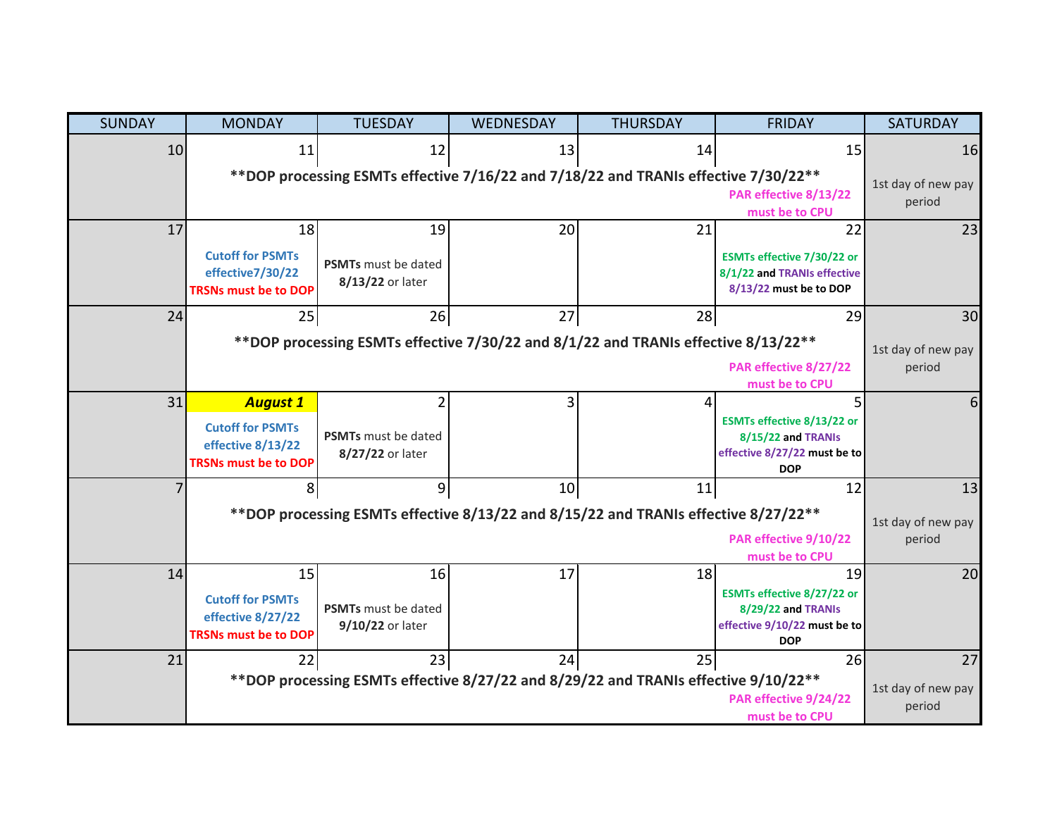| SUNDAY | MONDAY | TUESDAY | WEDNESDAY | THURSDAY | FRIDAY | SATURDAY |
|---|---|---|---|---|---|---|
| 10 | 11 | 12 | 13 | 14 | 15 | 16 |
| | **DOP processing ESMTs effective 7/16/22 and 7/18/22 and TRANIs effective 7/30/22** | | | | **PAR effective 8/13/22 must be to CPU** | 1st day of new pay period |
| 17 | 18 | 19 | 20 | 21 | 22 | 23 |
| | **Cutoff for PSMTs effective7/30/22** **TRSNs must be to DOP** | **PSMTs** must be dated **8/13/22** or later | | | **ESMTs effective 7/30/22 or 8/1/22 and TRANIs effective 8/13/22 must be to DOP** | |
| 24 | 25 | 26 | 27 | 28 | 29 | 30 |
| | **DOP processing ESMTs effective 7/30/22 and 8/1/22 and TRANIs effective 8/13/22** | | | | **PAR effective 8/27/22 must be to CPU** | 1st day of new pay period |
| 31 | ***August 1*** | 2 | 3 | 4 | 5 | 6 |
| | **Cutoff for PSMTs effective 8/13/22** **TRSNs must be to DOP** | **PSMTs** must be dated **8/27/22** or later | | | **ESMTs effective 8/13/22 or 8/15/22 and TRANIs effective 8/27/22 must be to DOP** | |
| 7 | 8 | 9 | 10 | 11 | 12 | 13 |
| | **DOP processing ESMTs effective 8/13/22 and 8/15/22 and TRANIs effective 8/27/22** | | | | **PAR effective 9/10/22 must be to CPU** | 1st day of new pay period |
| 14 | 15 | 16 | 17 | 18 | 19 | 20 |
| | **Cutoff for PSMTs effective 8/27/22** **TRSNs must be to DOP** | **PSMTs** must be dated **9/10/22** or later | | | **ESMTs effective 8/27/22 or 8/29/22 and TRANIs effective 9/10/22 must be to DOP** | |
| 21 | 22 | 23 | 24 | 25 | 26 | 27 |
| | **DOP processing ESMTs effective 8/27/22 and 8/29/22 and TRANIs effective 9/10/22** | | | | **PAR effective 9/24/22 must be to CPU** | 1st day of new pay period |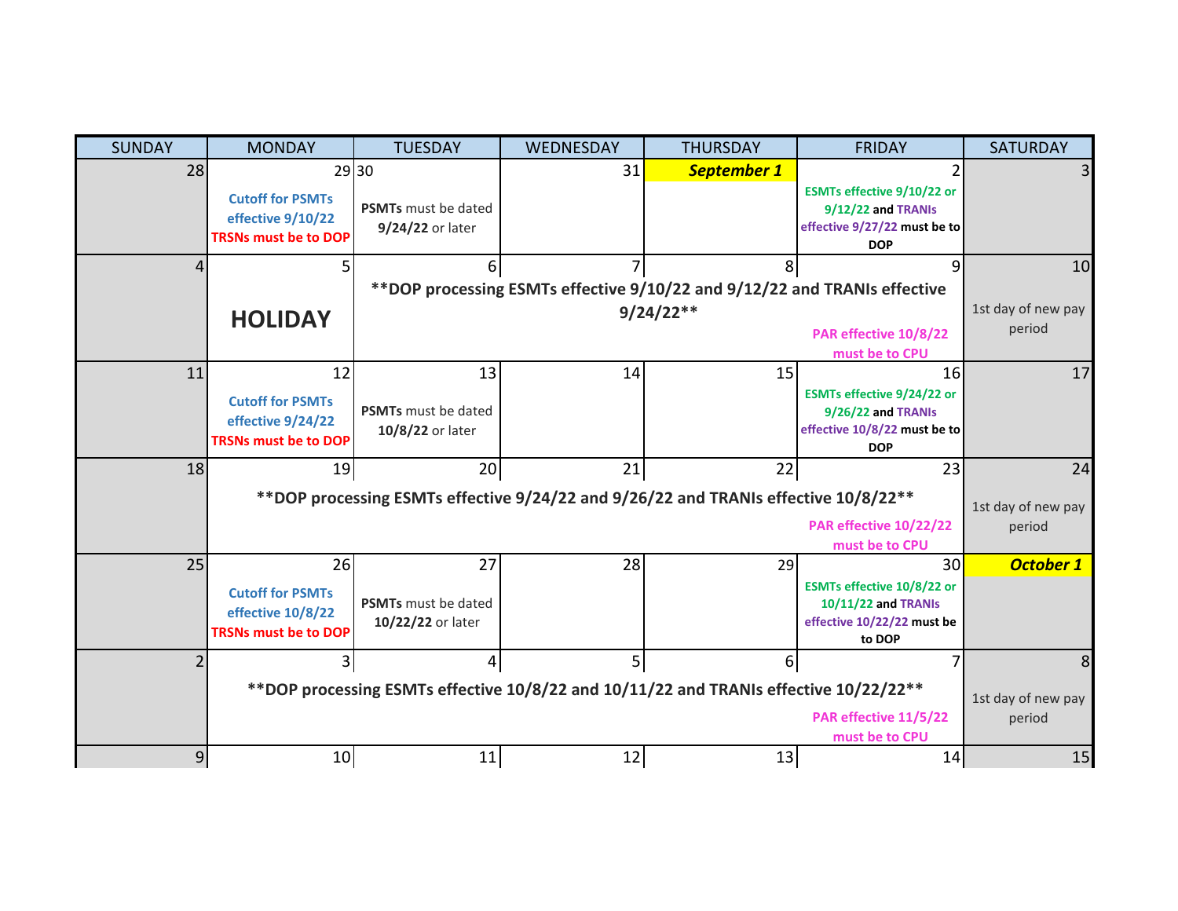| SUNDAY | MONDAY | TUESDAY | WEDNESDAY | THURSDAY | FRIDAY | SATURDAY |
|---|---|---|---|---|---|---|
| 28 | 29<br>Cutoff for PSMTs effective 9/10/22<br>TRSNs must be to DOP | 30<br>**PSMTs** must be dated **9/24/22** or later | 31 | ***September 1*** | 2<br>**ESMTs effective 9/10/22 or 9/12/22 and TRANIs effective 9/27/22 must be to DOP** | 3 |
| 4 | 5<br>**HOLIDAY** | 6<br>**\*\*DOP processing ESMTs effective 9/10/22 and 9/12/22 and TRANIs effective 9/24/22\*\*** | 7 | 8 | 9<br>PAR effective 10/8/22 must be to CPU | 10<br>1st day of new pay period |
| 11 | 12<br>Cutoff for PSMTs effective 9/24/22<br>TRSNs must be to DOP | 13<br>**PSMTs** must be dated **10/8/22** or later | 14 | 15 | 16<br>**ESMTs effective 9/24/22 or 9/26/22 and TRANIs effective 10/8/22 must be to DOP** | 17 |
| 18 | 19<br>**\*\*DOP processing ESMTs effective 9/24/22 and 9/26/22 and TRANIs effective 10/8/22\*\*** | 20 | 21 | 22 | 23<br>PAR effective 10/22/22 must be to CPU | 24<br>1st day of new pay period |
| 25 | 26<br>Cutoff for PSMTs effective 10/8/22<br>TRSNs must be to DOP | 27<br>**PSMTs** must be dated **10/22/22** or later | 28 | 29 | 30<br>**ESMTs effective 10/8/22 or 10/11/22 and TRANIs effective 10/22/22 must be to DOP** | ***October 1*** |
| 2 | 3<br>**\*\*DOP processing ESMTs effective 10/8/22 and 10/11/22 and TRANIs effective 10/22/22\*\*** | 4 | 5 | 6 | 7<br>PAR effective 11/5/22 must be to CPU | 8<br>1st day of new pay period |
| 9 | 10 | 11 | 12 | 13 | 14 | 15 |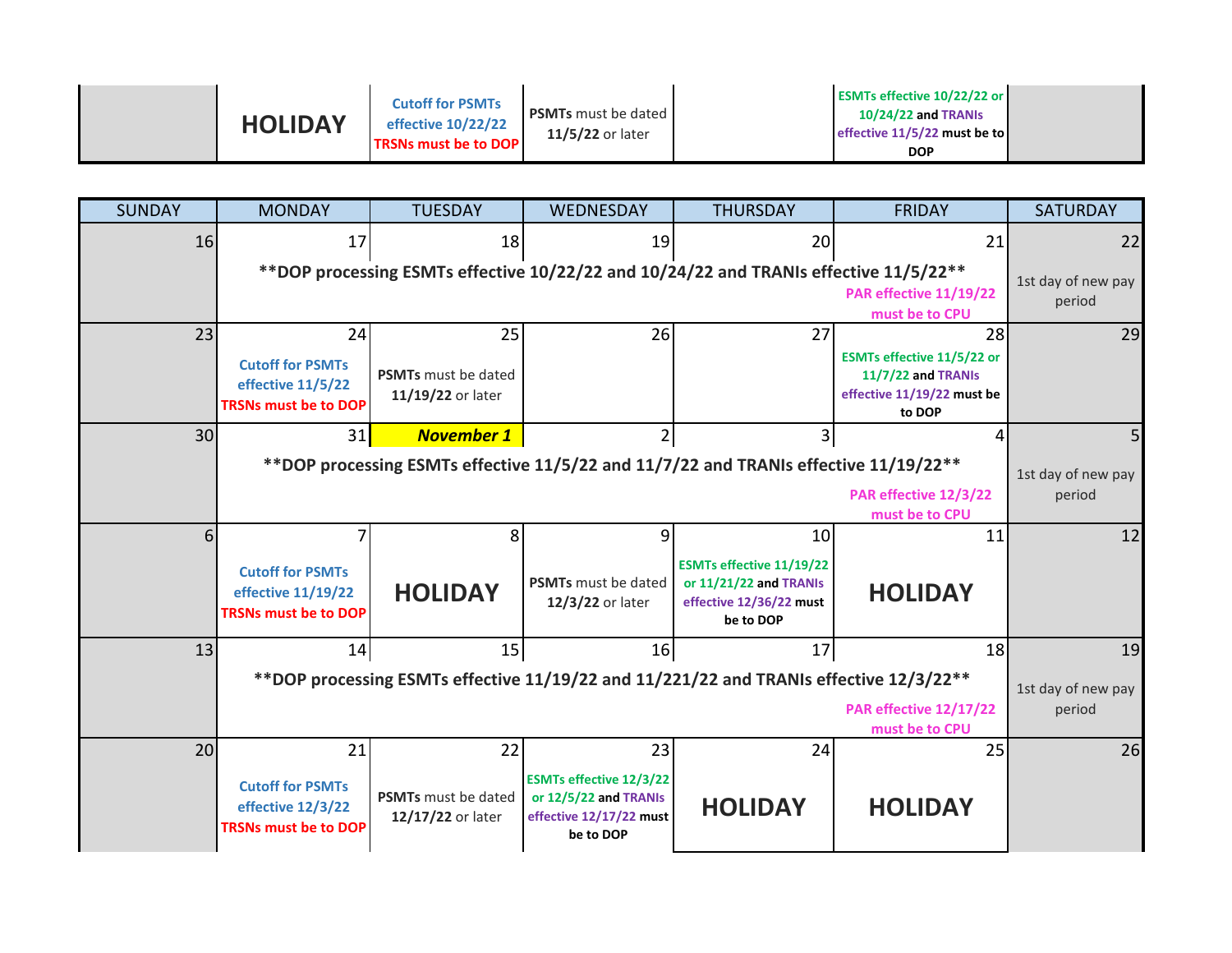| | | | | | | |
|---|---|---|---|---|---|---|
| | **HOLIDAY** | **Cutoff for PSMTs effective 10/22/22** **TRSNs must be to DOP** | **PSMTs** must be dated **11/5/22** or later | | **ESMTs effective 10/22/22 or 10/24/22 and TRANIs effective 11/5/22 must be to DOP** | |

| SUNDAY | MONDAY | TUESDAY | WEDNESDAY | THURSDAY | FRIDAY | SATURDAY |
|---|---|---|---|---|---|---|
| 16 | 17 | 18 | 19 | 20 | 21 | 22 |
| | **\*\*DOP processing ESMTs effective 10/22/22 and 10/24/22 and TRANIs effective 11/5/22\*\*** | | | | **PAR effective 11/19/22 must be to CPU** | 1st day of new pay period |
| 23 | 24 | 25 | 26 | 27 | 28 | 29 |
| | **Cutoff for PSMTs effective 11/5/22** **TRSNs must be to DOP** | **PSMTs** must be dated **11/19/22** or later | | | **ESMTs effective 11/5/22 or 11/7/22 and TRANIs effective 11/19/22 must be to DOP** | |
| 30 | 31 | ***November 1*** | 2 | 3 | 4 | 5 |
| | **\*\*DOP processing ESMTs effective 11/5/22 and 11/7/22 and TRANIs effective 11/19/22\*\*** | | | | **PAR effective 12/3/22 must be to CPU** | 1st day of new pay period |
| 6 | 7 | 8 | 9 | 10 | 11 | 12 |
| | **Cutoff for PSMTs effective 11/19/22** **TRSNs must be to DOP** | **HOLIDAY** | **PSMTs** must be dated **12/3/22** or later | **ESMTs effective 11/19/22 or 11/21/22 and TRANIs effective 12/36/22 must be to DOP** | **HOLIDAY** | |
| 13 | 14 | 15 | 16 | 17 | 18 | 19 |
| | **\*\*DOP processing ESMTs effective 11/19/22 and 11/221/22 and TRANIs effective 12/3/22\*\*** | | | | **PAR effective 12/17/22 must be to CPU** | 1st day of new pay period |
| 20 | 21 | 22 | 23 | 24 | 25 | 26 |
| | **Cutoff for PSMTs effective 12/3/22** **TRSNs must be to DOP** | **PSMTs** must be dated **12/17/22** or later | **ESMTs effective 12/3/22 or 12/5/22 and TRANIs effective 12/17/22 must be to DOP** | **HOLIDAY** | **HOLIDAY** | |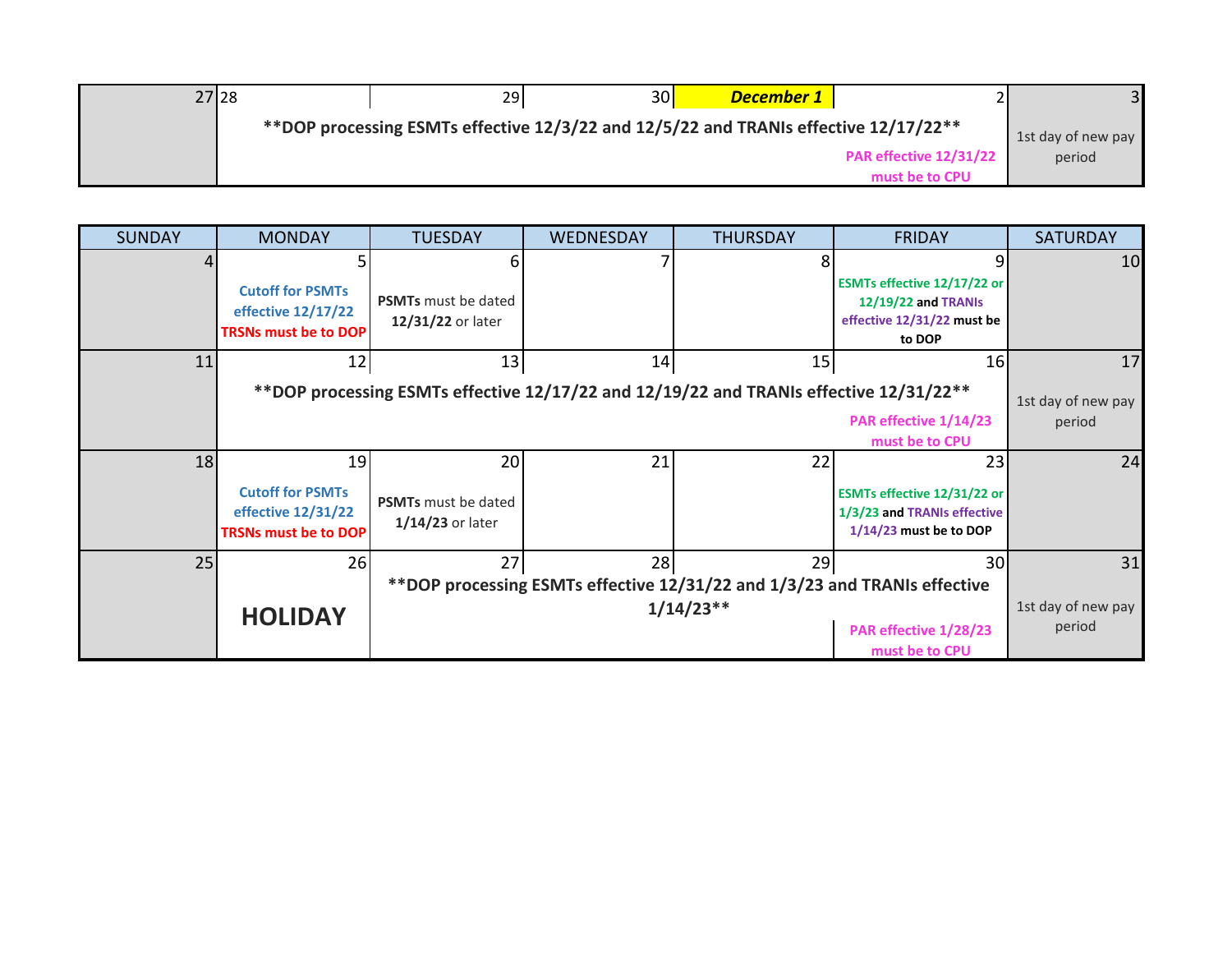| | | | | | | |
|---|---|---|---|---|---|---|
| 27 | 28 | 29 | 30 | ***December 1*** | 2 | 3 |
| | **\*\*DOP processing ESMTs effective 12/3/22 and 12/5/22 and TRANIs effective 12/17/22\*\*** | | | | **PAR effective 12/31/22 must be to CPU** | 1st day of new pay period |

| SUNDAY | MONDAY | TUESDAY | WEDNESDAY | THURSDAY | FRIDAY | SATURDAY |
|---|---|---|---|---|---|---|
| 4 | 5<br>**Cutoff for PSMTs effective 12/17/22**<br>**TRSNs must be to DOP** | 6<br>**PSMTs** must be dated **12/31/22** or later | 7 | 8 | 9<br>**ESMTs effective 12/17/22 or 12/19/22 and TRANIs effective 12/31/22 must be to DOP** | 10 |
| 11 | 12<br>**\*\*DOP processing ESMTs effective 12/17/22 and 12/19/22 and TRANIs effective 12/31/22\*\*** | 13 | 14 | 15 | 16<br>**PAR effective 1/14/23 must be to CPU** | 17<br>1st day of new pay period |
| 18 | 19<br>**Cutoff for PSMTs effective 12/31/22**<br>**TRSNs must be to DOP** | 20<br>**PSMTs** must be dated **1/14/23** or later | 21 | 22 | 23<br>**ESMTs effective 12/31/22 or 1/3/23 and TRANIs effective 1/14/23 must be to DOP** | 24 |
| 25 | 26<br>**HOLIDAY** | 27<br>**\*\*DOP processing ESMTs effective 12/31/22 and 1/3/23 and TRANIs effective 1/14/23\*\*** | 28 | 29 | 30<br>**PAR effective 1/28/23 must be to CPU** | 31<br>1st day of new pay period |